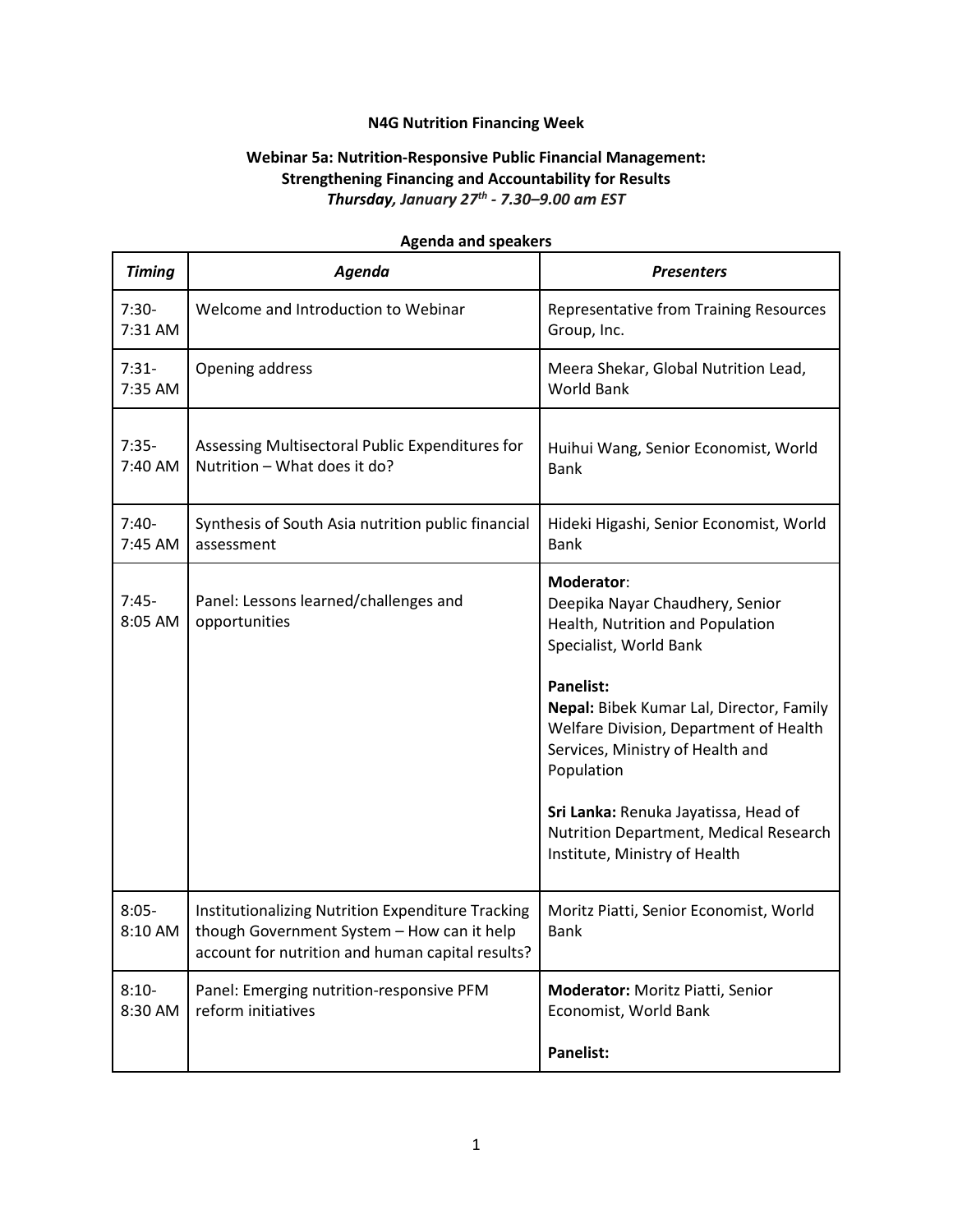**N4G Nutrition Financing Week**

**Webinar 5a: Nutrition-Responsive Public Financial Management: Strengthening Financing and Accountability for Results**

***Thursday, January 27th - 7.30–9.00 am EST***

**Agenda and speakers**

| ***Timing*** | ***Agenda*** | ***Presenters*** |
|---|---|---|
| 7:30-7:31 AM | Welcome and Introduction to Webinar | Representative from Training Resources Group, Inc. |
| 7:31-7:35 AM | Opening address | Meera Shekar, Global Nutrition Lead, World Bank |
| 7:35-7:40 AM | Assessing Multisectoral Public Expenditures for Nutrition – What does it do? | Huihui Wang, Senior Economist, World Bank |
| 7:40-7:45 AM | Synthesis of South Asia nutrition public financial assessment | Hideki Higashi, Senior Economist, World Bank |
| 7:45-8:05 AM | Panel: Lessons learned/challenges and opportunities | **Moderator**: Deepika Nayar Chaudhery, Senior Health, Nutrition and Population Specialist, World Bank<br><br>**Panelist:**<br>**Nepal:** Bibek Kumar Lal, Director, Family Welfare Division, Department of Health Services, Ministry of Health and Population<br><br>**Sri Lanka:** Renuka Jayatissa, Head of Nutrition Department, Medical Research Institute, Ministry of Health |
| 8:05-8:10 AM | Institutionalizing Nutrition Expenditure Tracking though Government System – How can it help account for nutrition and human capital results? | Moritz Piatti, Senior Economist, World Bank |
| 8:10-8:30 AM | Panel: Emerging nutrition-responsive PFM reform initiatives | **Moderator:** Moritz Piatti, Senior Economist, World Bank<br><br>**Panelist:** |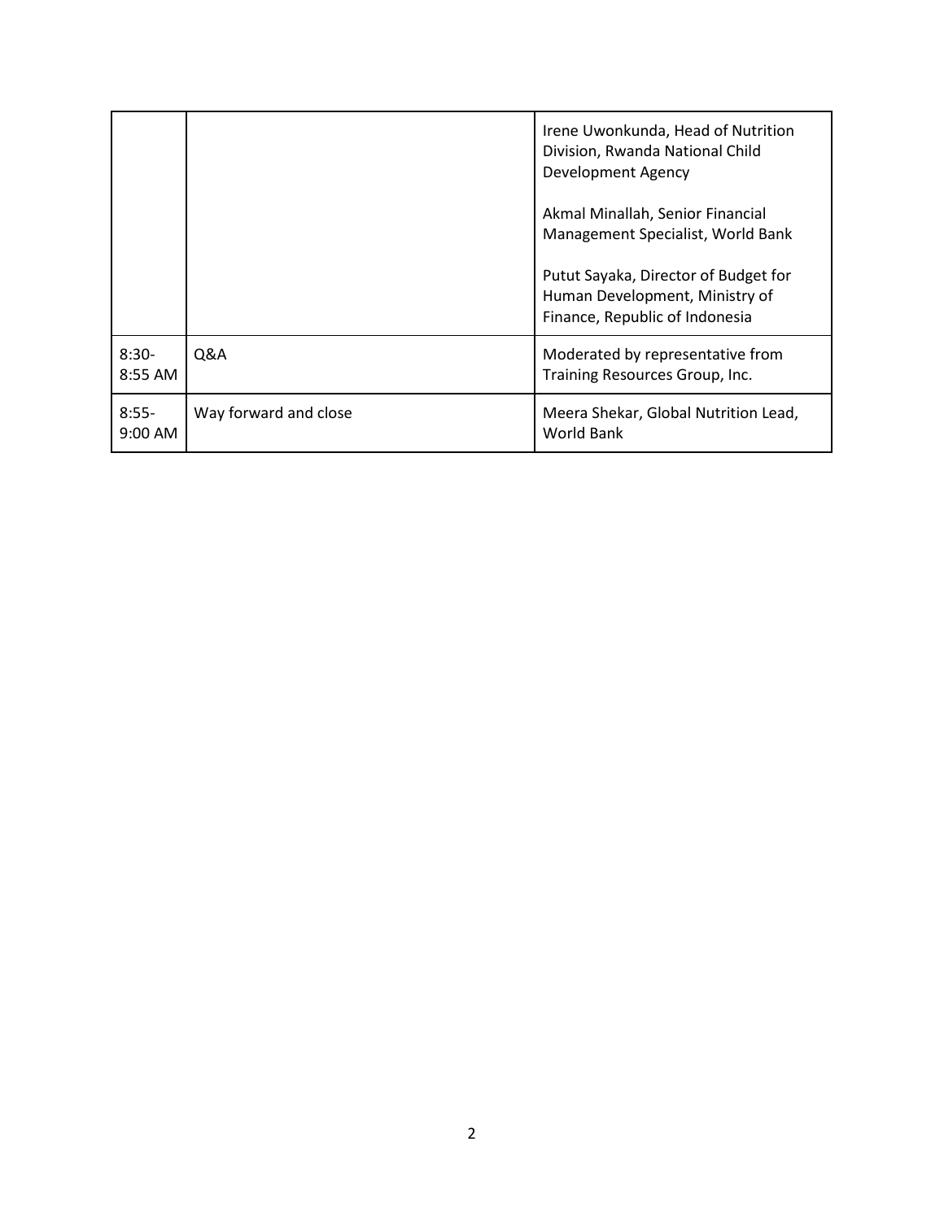| | | |
|---|---|---|
| | | Irene Uwonkunda, Head of Nutrition Division, Rwanda National Child Development Agency<br><br>Akmal Minallah, Senior Financial Management Specialist, World Bank<br><br>Putut Sayaka, Director of Budget for Human Development, Ministry of Finance, Republic of Indonesia |
| 8:30-8:55 AM | Q&A | Moderated by representative from Training Resources Group, Inc. |
| 8:55-9:00 AM | Way forward and close | Meera Shekar, Global Nutrition Lead, World Bank |